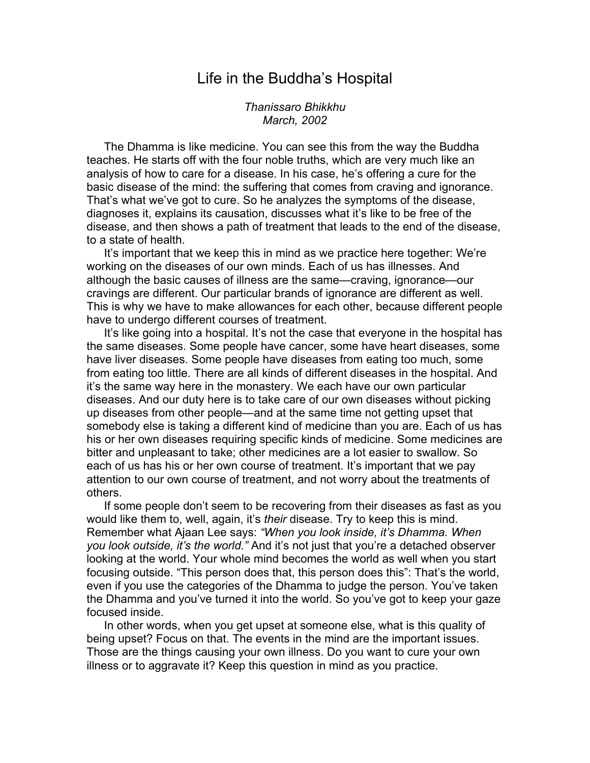# Life in the Buddha's Hospital

*Thanissaro Bhikkhu*
*March, 2002*

The Dhamma is like medicine. You can see this from the way the Buddha teaches. He starts off with the four noble truths, which are very much like an analysis of how to care for a disease. In his case, he's offering a cure for the basic disease of the mind: the suffering that comes from craving and ignorance. That's what we've got to cure. So he analyzes the symptoms of the disease, diagnoses it, explains its causation, discusses what it's like to be free of the disease, and then shows a path of treatment that leads to the end of the disease, to a state of health.

It's important that we keep this in mind as we practice here together: We're working on the diseases of our own minds. Each of us has illnesses. And although the basic causes of illness are the same—craving, ignorance—our cravings are different. Our particular brands of ignorance are different as well. This is why we have to make allowances for each other, because different people have to undergo different courses of treatment.

It's like going into a hospital. It's not the case that everyone in the hospital has the same diseases. Some people have cancer, some have heart diseases, some have liver diseases. Some people have diseases from eating too much, some from eating too little. There are all kinds of different diseases in the hospital. And it's the same way here in the monastery. We each have our own particular diseases. And our duty here is to take care of our own diseases without picking up diseases from other people—and at the same time not getting upset that somebody else is taking a different kind of medicine than you are. Each of us has his or her own diseases requiring specific kinds of medicine. Some medicines are bitter and unpleasant to take; other medicines are a lot easier to swallow. So each of us has his or her own course of treatment. It's important that we pay attention to our own course of treatment, and not worry about the treatments of others.

If some people don't seem to be recovering from their diseases as fast as you would like them to, well, again, it's *their* disease. Try to keep this is mind. Remember what Ajaan Lee says: *"When you look inside, it's Dhamma. When you look outside, it's the world."* And it's not just that you're a detached observer looking at the world. Your whole mind becomes the world as well when you start focusing outside. "This person does that, this person does this": That's the world, even if you use the categories of the Dhamma to judge the person. You've taken the Dhamma and you've turned it into the world. So you've got to keep your gaze focused inside.

In other words, when you get upset at someone else, what is this quality of being upset? Focus on that. The events in the mind are the important issues. Those are the things causing your own illness. Do you want to cure your own illness or to aggravate it? Keep this question in mind as you practice.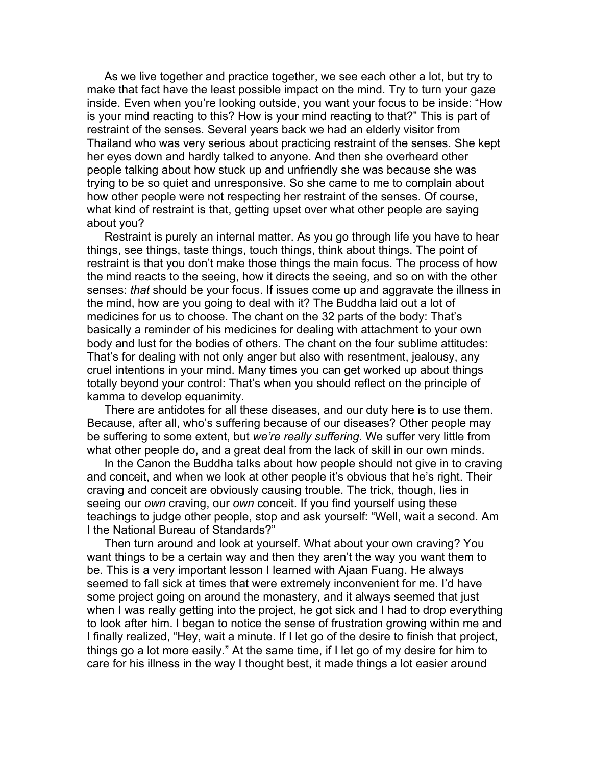As we live together and practice together, we see each other a lot, but try to make that fact have the least possible impact on the mind. Try to turn your gaze inside. Even when you're looking outside, you want your focus to be inside: "How is your mind reacting to this? How is your mind reacting to that?" This is part of restraint of the senses. Several years back we had an elderly visitor from Thailand who was very serious about practicing restraint of the senses. She kept her eyes down and hardly talked to anyone. And then she overheard other people talking about how stuck up and unfriendly she was because she was trying to be so quiet and unresponsive. So she came to me to complain about how other people were not respecting her restraint of the senses. Of course, what kind of restraint is that, getting upset over what other people are saying about you?

Restraint is purely an internal matter. As you go through life you have to hear things, see things, taste things, touch things, think about things. The point of restraint is that you don't make those things the main focus. The process of how the mind reacts to the seeing, how it directs the seeing, and so on with the other senses: *that* should be your focus. If issues come up and aggravate the illness in the mind, how are you going to deal with it? The Buddha laid out a lot of medicines for us to choose. The chant on the 32 parts of the body: That's basically a reminder of his medicines for dealing with attachment to your own body and lust for the bodies of others. The chant on the four sublime attitudes: That's for dealing with not only anger but also with resentment, jealousy, any cruel intentions in your mind. Many times you can get worked up about things totally beyond your control: That's when you should reflect on the principle of kamma to develop equanimity.

There are antidotes for all these diseases, and our duty here is to use them. Because, after all, who's suffering because of our diseases? Other people may be suffering to some extent, but *we're really suffering.* We suffer very little from what other people do, and a great deal from the lack of skill in our own minds.

In the Canon the Buddha talks about how people should not give in to craving and conceit, and when we look at other people it's obvious that he's right. Their craving and conceit are obviously causing trouble. The trick, though, lies in seeing our *own* craving, our *own* conceit. If you find yourself using these teachings to judge other people, stop and ask yourself: "Well, wait a second. Am I the National Bureau of Standards?"

Then turn around and look at yourself. What about your own craving? You want things to be a certain way and then they aren't the way you want them to be. This is a very important lesson I learned with Ajaan Fuang. He always seemed to fall sick at times that were extremely inconvenient for me. I'd have some project going on around the monastery, and it always seemed that just when I was really getting into the project, he got sick and I had to drop everything to look after him. I began to notice the sense of frustration growing within me and I finally realized, "Hey, wait a minute. If I let go of the desire to finish that project, things go a lot more easily." At the same time, if I let go of my desire for him to care for his illness in the way I thought best, it made things a lot easier around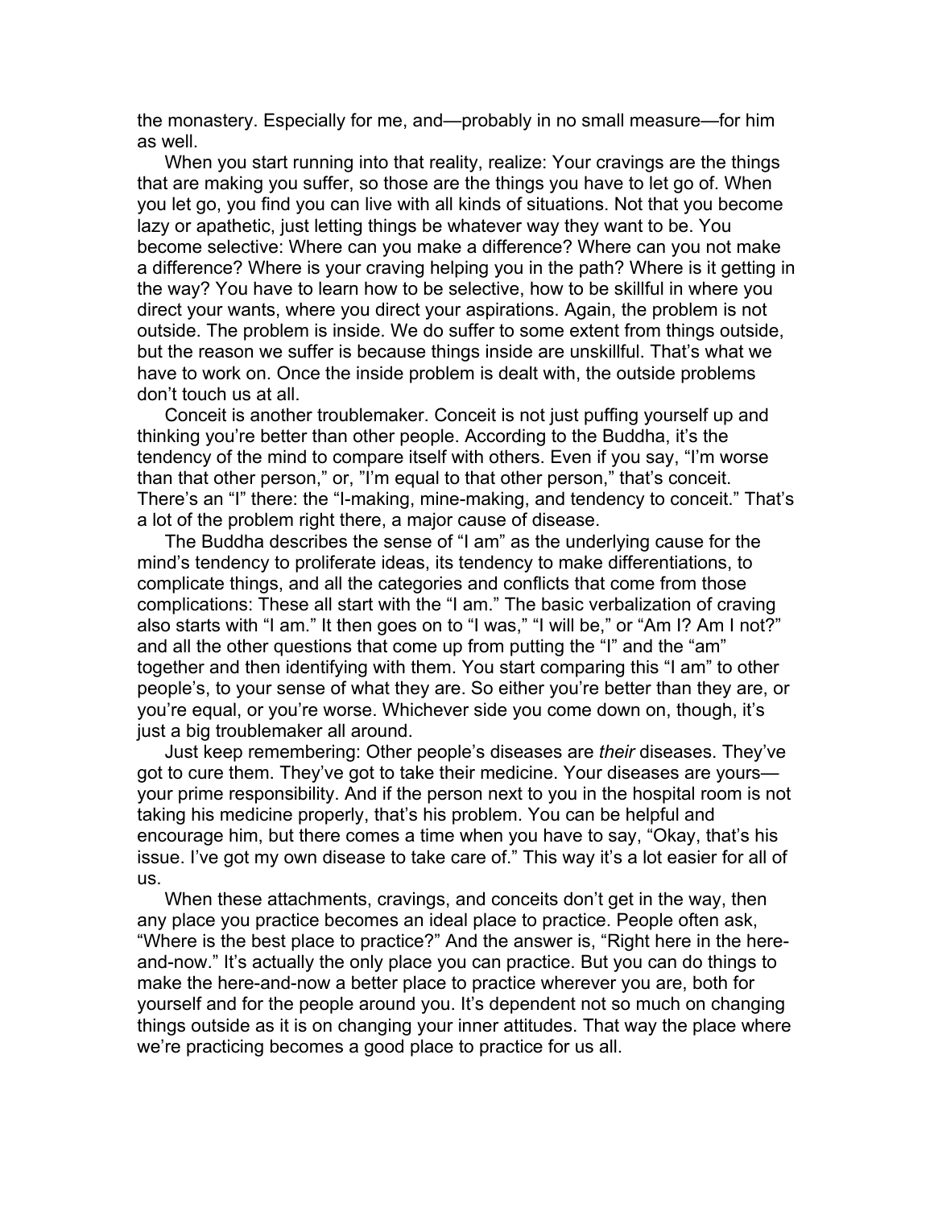the monastery. Especially for me, and—probably in no small measure—for him as well.

When you start running into that reality, realize: Your cravings are the things that are making you suffer, so those are the things you have to let go of. When you let go, you find you can live with all kinds of situations. Not that you become lazy or apathetic, just letting things be whatever way they want to be. You become selective: Where can you make a difference? Where can you not make a difference? Where is your craving helping you in the path? Where is it getting in the way? You have to learn how to be selective, how to be skillful in where you direct your wants, where you direct your aspirations. Again, the problem is not outside. The problem is inside. We do suffer to some extent from things outside, but the reason we suffer is because things inside are unskillful. That's what we have to work on. Once the inside problem is dealt with, the outside problems don't touch us at all.

Conceit is another troublemaker. Conceit is not just puffing yourself up and thinking you're better than other people. According to the Buddha, it's the tendency of the mind to compare itself with others. Even if you say, "I'm worse than that other person," or, "I'm equal to that other person," that's conceit. There's an "I" there: the "I-making, mine-making, and tendency to conceit." That's a lot of the problem right there, a major cause of disease.

The Buddha describes the sense of "I am" as the underlying cause for the mind's tendency to proliferate ideas, its tendency to make differentiations, to complicate things, and all the categories and conflicts that come from those complications: These all start with the "I am." The basic verbalization of craving also starts with "I am." It then goes on to "I was," "I will be," or "Am I? Am I not?" and all the other questions that come up from putting the "I" and the "am" together and then identifying with them. You start comparing this "I am" to other people's, to your sense of what they are. So either you're better than they are, or you're equal, or you're worse. Whichever side you come down on, though, it's just a big troublemaker all around.

Just keep remembering: Other people's diseases are *their* diseases. They've got to cure them. They've got to take their medicine. Your diseases are yours—your prime responsibility. And if the person next to you in the hospital room is not taking his medicine properly, that's his problem. You can be helpful and encourage him, but there comes a time when you have to say, "Okay, that's his issue. I've got my own disease to take care of." This way it's a lot easier for all of us.

When these attachments, cravings, and conceits don't get in the way, then any place you practice becomes an ideal place to practice. People often ask, "Where is the best place to practice?" And the answer is, "Right here in the here-and-now." It's actually the only place you can practice. But you can do things to make the here-and-now a better place to practice wherever you are, both for yourself and for the people around you. It's dependent not so much on changing things outside as it is on changing your inner attitudes. That way the place where we're practicing becomes a good place to practice for us all.